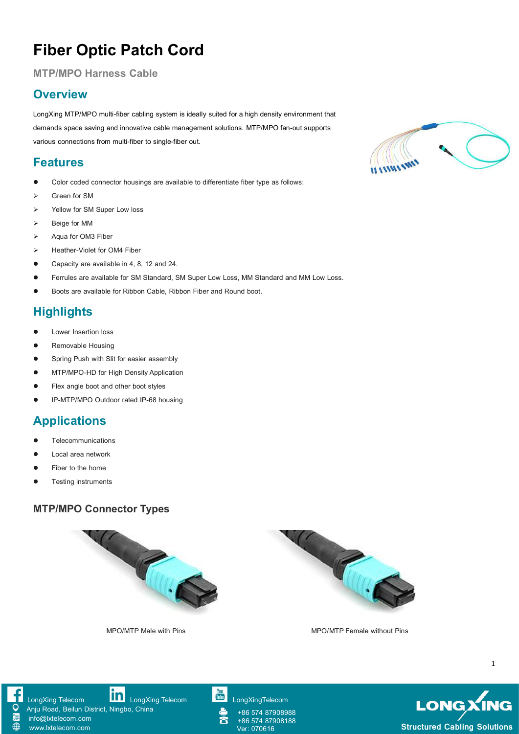# Fiber Optic Patch Cord

## MTP/MPO Harness Cable

## Overview

LongXing MTP/MPO multi-fiber cabling system is ideally suited for a high density environment that demands space saving and innovative cable management solutions. MTP/MPO fan-out supports various connections from multi-fiber to single-fiber out.

## Features

- Color coded connector housings are available to differentiate fiber type as follows:
  - Green for SM
  - Yellow for SM Super Low loss
  - Beige for MM
  - Aqua for OM3 Fiber
  - Heather-Violet for OM4 Fiber
- Capacity are available in 4, 8, 12 and 24.
- Ferrules are available for SM Standard, SM Super Low Loss, MM Standard and MM Low Loss.
- Boots are available for Ribbon Cable, Ribbon Fiber and Round boot.

## Highlights

- Lower Insertion loss
- Removable Housing
- Spring Push with Slit for easier assembly
- MTP/MPO-HD for High Density Application
- Flex angle boot and other boot styles
- IP-MTP/MPO Outdoor rated IP-68 housing

## Applications

- Telecommunications
- Local area network
- Fiber to the home
- Testing instruments

### MTP/MPO Connector Types

MPO/MTP Male with Pins

MPO/MTP Female without Pins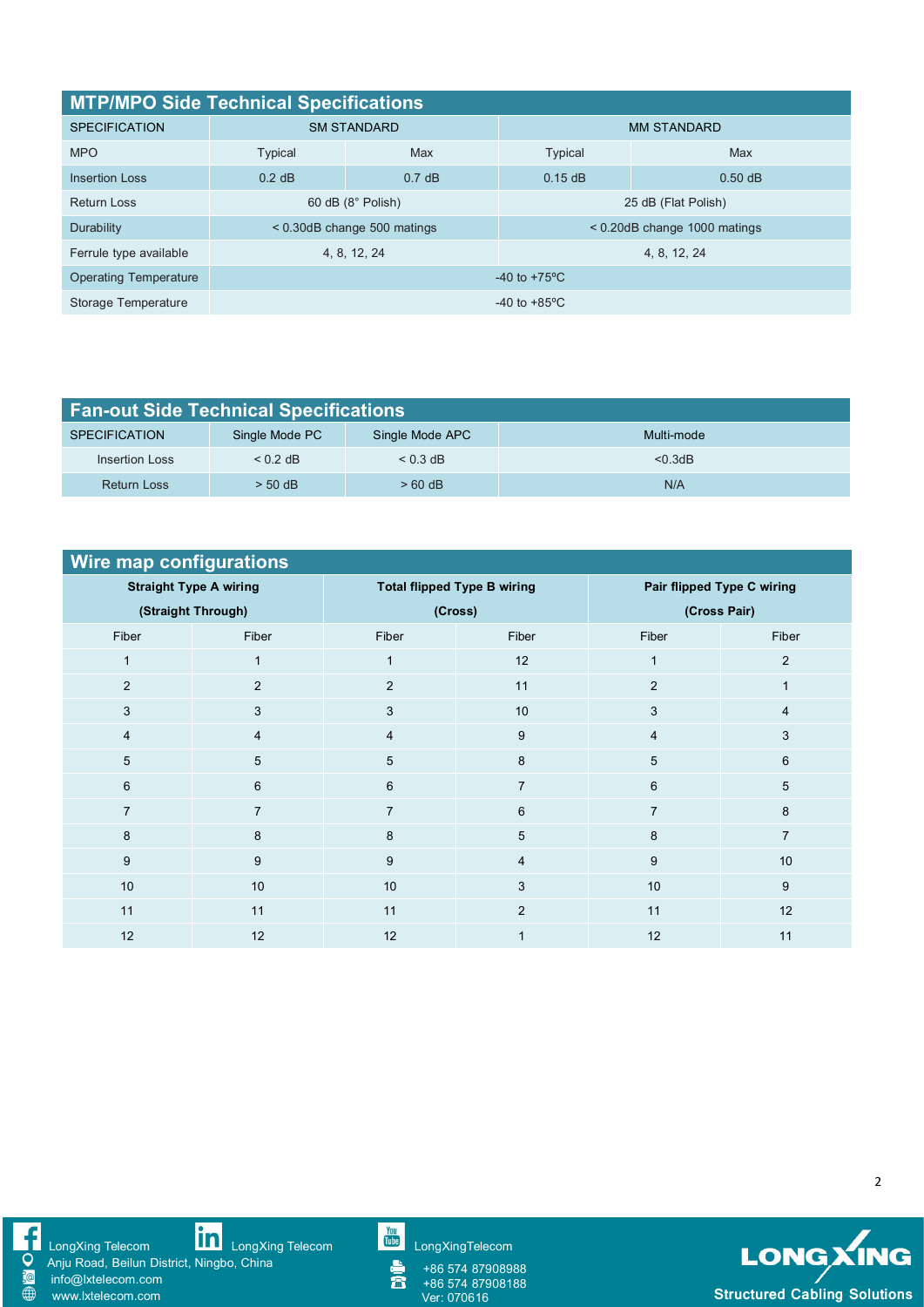## MTP/MPO Side Technical Specifications

| SPECIFICATION | SM STANDARD | | MM STANDARD | |
|---|---|---|---|---|
| MPO | Typical | Max | Typical | Max |
| Insertion Loss | 0.2 dB | 0.7 dB | 0.15 dB | 0.50 dB |
| Return Loss | 60 dB (8° Polish) | | 25 dB (Flat Polish) | |
| Durability | < 0.30dB change 500 matings | | < 0.20dB change 1000 matings | |
| Ferrule type available | 4, 8, 12, 24 | | 4, 8, 12, 24 | |
| Operating Temperature | -40 to +75ºC | | | |
| Storage Temperature | -40 to +85ºC | | | |

## Fan-out Side Technical Specifications

| SPECIFICATION | Single Mode PC | Single Mode APC | Multi-mode |
|---|---|---|---|
| Insertion Loss | < 0.2 dB | < 0.3 dB | <0.3dB |
| Return Loss | > 50 dB | > 60 dB | N/A |

## Wire map configurations

| **Straight Type A wiring (Straight Through)** | | **Total flipped Type B wiring (Cross)** | | **Pair flipped Type C wiring (Cross Pair)** | |
|---|---|---|---|---|---|
| Fiber | Fiber | Fiber | Fiber | Fiber | Fiber |
| 1 | 1 | 1 | 12 | 1 | 2 |
| 2 | 2 | 2 | 11 | 2 | 1 |
| 3 | 3 | 3 | 10 | 3 | 4 |
| 4 | 4 | 4 | 9 | 4 | 3 |
| 5 | 5 | 5 | 8 | 5 | 6 |
| 6 | 6 | 6 | 7 | 6 | 5 |
| 7 | 7 | 7 | 6 | 7 | 8 |
| 8 | 8 | 8 | 5 | 8 | 7 |
| 9 | 9 | 9 | 4 | 9 | 10 |
| 10 | 10 | 10 | 3 | 10 | 9 |
| 11 | 11 | 11 | 2 | 11 | 12 |
| 12 | 12 | 12 | 1 | 12 | 11 |

LongXing Telecom
LongXing Telecom
LongXingTelecom
Anju Road, Beilun District, Ningbo, China
info@lxtelecom.com
www.lxtelecom.com
+86 574 87908988
+86 574 87908188
Ver: 070616

LONGXING
Structured Cabling Solutions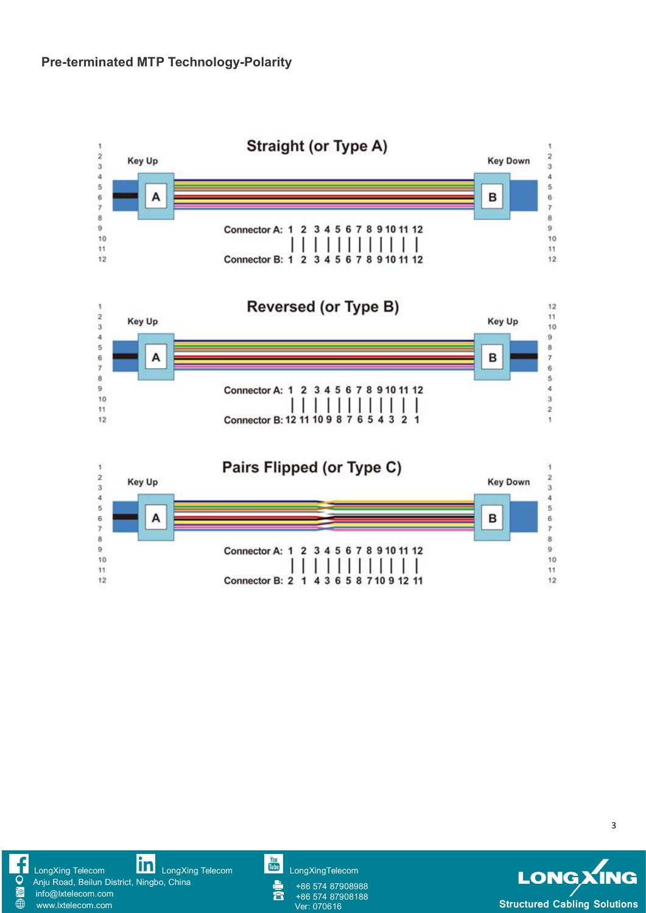## Pre-terminated MTP Technology-Polarity

### Straight (or Type A)

Key Up — A | Key Down — B

| Connector A: | 1 | 2 | 3 | 4 | 5 | 6 | 7 | 8 | 9 | 10 | 11 | 12 |
|---|---|---|---|---|---|---|---|---|---|---|---|---|
| Connector B: | 1 | 2 | 3 | 4 | 5 | 6 | 7 | 8 | 9 | 10 | 11 | 12 |

### Reversed (or Type B)

Key Up — A | Key Up — B

| Connector A: | 1 | 2 | 3 | 4 | 5 | 6 | 7 | 8 | 9 | 10 | 11 | 12 |
|---|---|---|---|---|---|---|---|---|---|---|---|---|
| Connector B: | 12 | 11 | 10 | 9 | 8 | 7 | 6 | 5 | 4 | 3 | 2 | 1 |

### Pairs Flipped (or Type C)

Key Up — A | Key Down — B

| Connector A: | 1 | 2 | 3 | 4 | 5 | 6 | 7 | 8 | 9 | 10 | 11 | 12 |
|---|---|---|---|---|---|---|---|---|---|---|---|---|
| Connector B: | 2 | 1 | 4 | 3 | 6 | 5 | 8 | 7 | 10 | 9 | 12 | 11 |

LongXing Telecom
Anju Road, Beilun District, Ningbo, China
info@lxtelecom.com
www.lxtelecom.com

LongXing Telecom

LongXingTelecom
+86 574 87908988
+86 574 87908188
Ver: 070616

LONGXING
Structured Cabling Solutions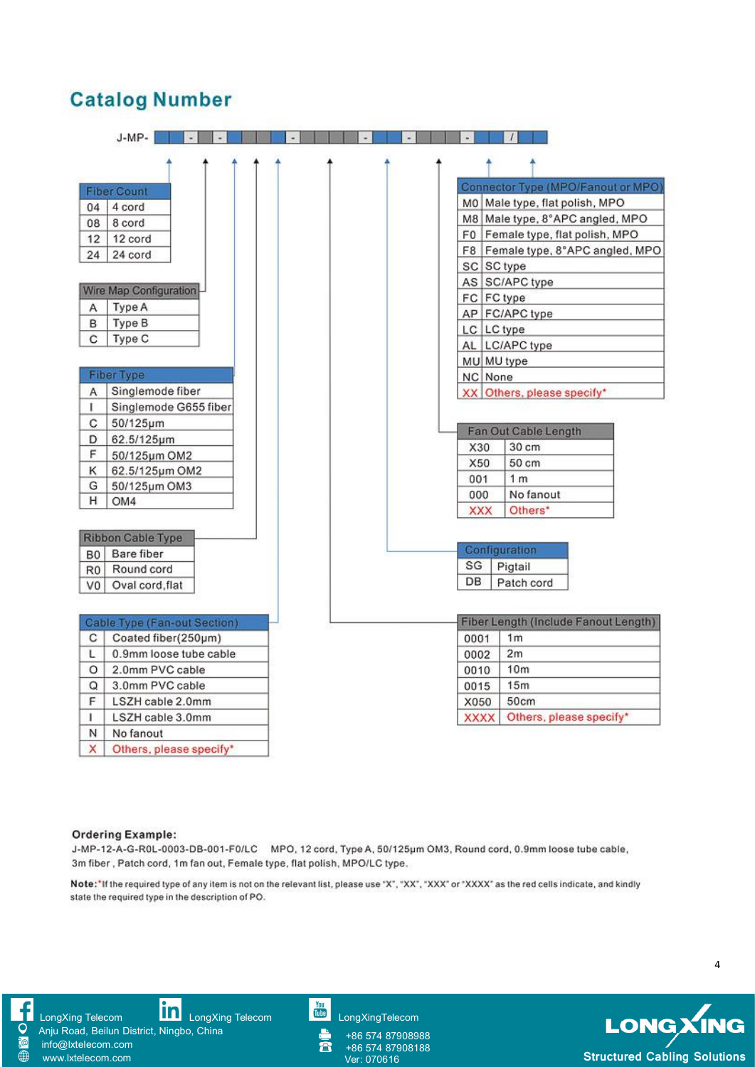# Catalog Number

J-MP- [ ][ ] - [ ] - [ ] [ ][ ][ ] - [ ][ ][ ][ ] - [ ][ ] - [ ][ ][ ] - [ ][ ] / [ ][ ]

| Fiber Count | |
|---|---|
| 04 | 4 cord |
| 08 | 8 cord |
| 12 | 12 cord |
| 24 | 24 cord |

| Wire Map Configuration | |
|---|---|
| A | Type A |
| B | Type B |
| C | Type C |

| Fiber Type | |
|---|---|
| A | Singlemode fiber |
| I | Singlemode G655 fiber |
| C | 50/125μm |
| D | 62.5/125μm |
| F | 50/125μm OM2 |
| K | 62.5/125μm OM2 |
| G | 50/125μm OM3 |
| H | OM4 |

| Ribbon Cable Type | |
|---|---|
| B0 | Bare fiber |
| R0 | Round cord |
| V0 | Oval cord,flat |

| Cable Type (Fan-out Section) | |
|---|---|
| C | Coated fiber(250μm) |
| L | 0.9mm loose tube cable |
| O | 2.0mm PVC cable |
| Q | 3.0mm PVC cable |
| F | LSZH cable 2.0mm |
| I | LSZH cable 3.0mm |
| N | No fanout |
| X | Others, please specify* |

| Connector Type (MPO/Fanout or MPO) | |
|---|---|
| M0 | Male type, flat polish, MPO |
| M8 | Male type, 8°APC angled, MPO |
| F0 | Female type, flat polish, MPO |
| F8 | Female type, 8°APC angled, MPO |
| SC | SC type |
| AS | SC/APC type |
| FC | FC type |
| AP | FC/APC type |
| LC | LC type |
| AL | LC/APC type |
| MU | MU type |
| NC | None |
| XX | Others, please specify* |

| Fan Out Cable Length | |
|---|---|
| X30 | 30 cm |
| X50 | 50 cm |
| 001 | 1 m |
| 000 | No fanout |
| XXX | Others* |

| Configuration | |
|---|---|
| SG | Pigtail |
| DB | Patch cord |

| Fiber Length (Include Fanout Length) | |
|---|---|
| 0001 | 1m |
| 0002 | 2m |
| 0010 | 10m |
| 0015 | 15m |
| X050 | 50cm |
| XXXX | Others, please specify* |

**Ordering Example:**

J-MP-12-A-G-R0L-0003-DB-001-F0/LC  MPO, 12 cord, Type A, 50/125μm OM3, Round cord, 0.9mm loose tube cable, 3m fiber , Patch cord, 1m fan out, Female type, flat polish, MPO/LC type.

**Note:***If the required type of any item is not on the relevant list, please use "X", "XX", "XXX" or "XXXX" as the red cells indicate, and kindly state the required type in the description of PO.

LongXing Telecom  LongXing Telecom  LongXingTelecom
Anju Road, Beilun District, Ningbo, China
info@lxtelecom.com
www.lxtelecom.com
+86 574 87908988
+86 574 87908188
Ver: 070616

LONGXING
Structured Cabling Solutions